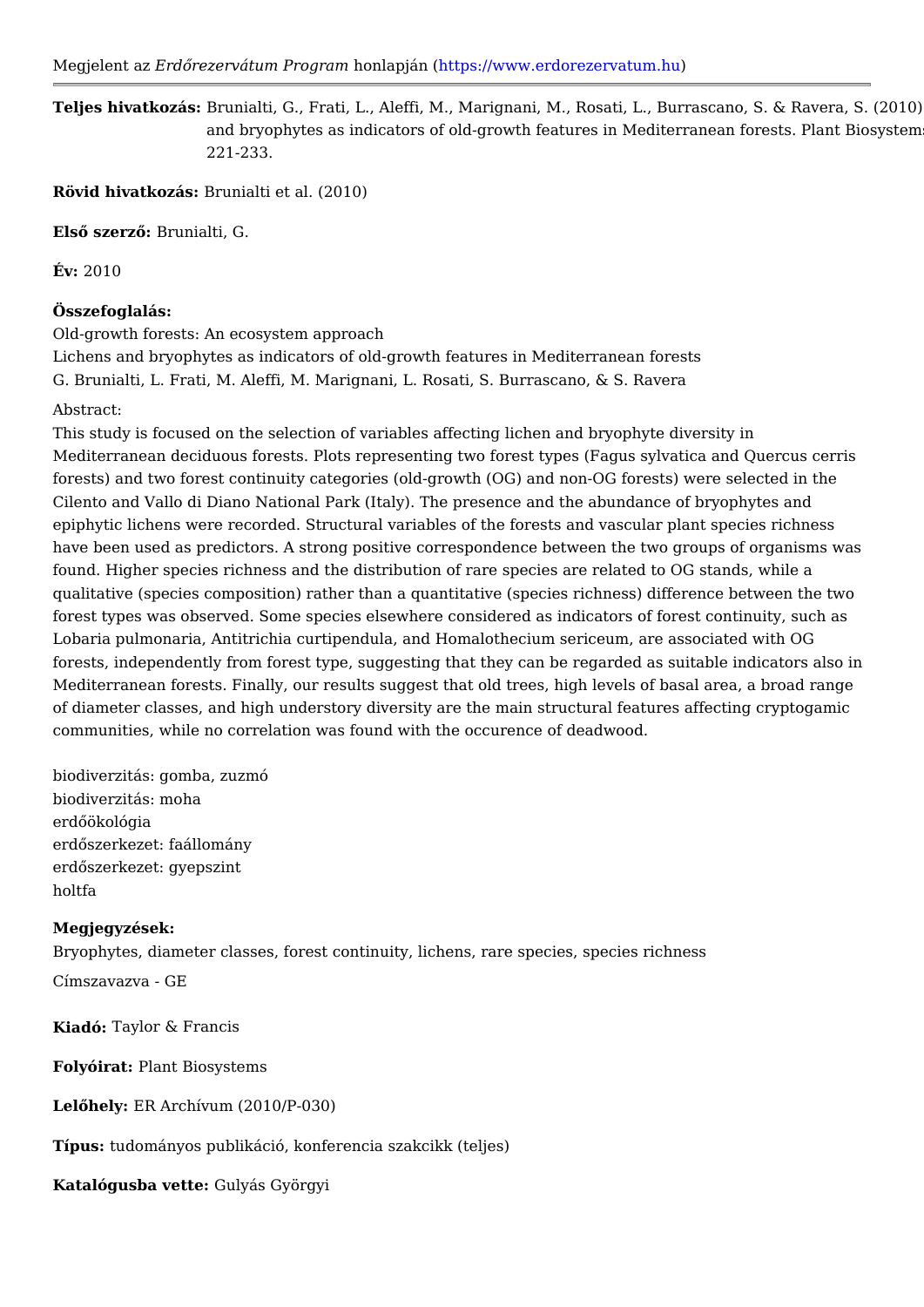Megjelent az *Erdőrezervátum Program* honlapján (https://www.erdorezervatum.hu)

---

**Teljes hivatkozás:** Brunialti, G., Frati, L., Aleffi, M., Marignani, M., Rosati, L., Burrascano, S. & Ravera, S. (2010) and bryophytes as indicators of old-growth features in Mediterranean forests. Plant Biosystems 221-233.

**Rövid hivatkozás:** Brunialti et al. (2010)

**Első szerző:** Brunialti, G.

**Év:** 2010

**Összefoglalás:**

Old-growth forests: An ecosystem approach
Lichens and bryophytes as indicators of old-growth features in Mediterranean forests
G. Brunialti, L. Frati, M. Aleffi, M. Marignani, L. Rosati, S. Burrascano, & S. Ravera

Abstract:
This study is focused on the selection of variables affecting lichen and bryophyte diversity in Mediterranean deciduous forests. Plots representing two forest types (Fagus sylvatica and Quercus cerris forests) and two forest continuity categories (old-growth (OG) and non-OG forests) were selected in the Cilento and Vallo di Diano National Park (Italy). The presence and the abundance of bryophytes and epiphytic lichens were recorded. Structural variables of the forests and vascular plant species richness have been used as predictors. A strong positive correspondence between the two groups of organisms was found. Higher species richness and the distribution of rare species are related to OG stands, while a qualitative (species composition) rather than a quantitative (species richness) difference between the two forest types was observed. Some species elsewhere considered as indicators of forest continuity, such as Lobaria pulmonaria, Antitrichia curtipendula, and Homalothecium sericeum, are associated with OG forests, independently from forest type, suggesting that they can be regarded as suitable indicators also in Mediterranean forests. Finally, our results suggest that old trees, high levels of basal area, a broad range of diameter classes, and high understory diversity are the main structural features affecting cryptogamic communities, while no correlation was found with the occurence of deadwood.

biodiverzitás: gomba, zuzmó
biodiverzitás: moha
erdőökológia
erdőszerkezet: faállomány
erdőszerkezet: gyepszint
holtfa

**Megjegyzések:**

Bryophytes, diameter classes, forest continuity, lichens, rare species, species richness

Címszavazva - GE

**Kiadó:** Taylor & Francis

**Folyóirat:** Plant Biosystems

**Lelőhely:** ER Archívum (2010/P-030)

**Típus:** tudományos publikáció, konferencia szakcikk (teljes)

**Katalógusba vette:** Gulyás Györgyi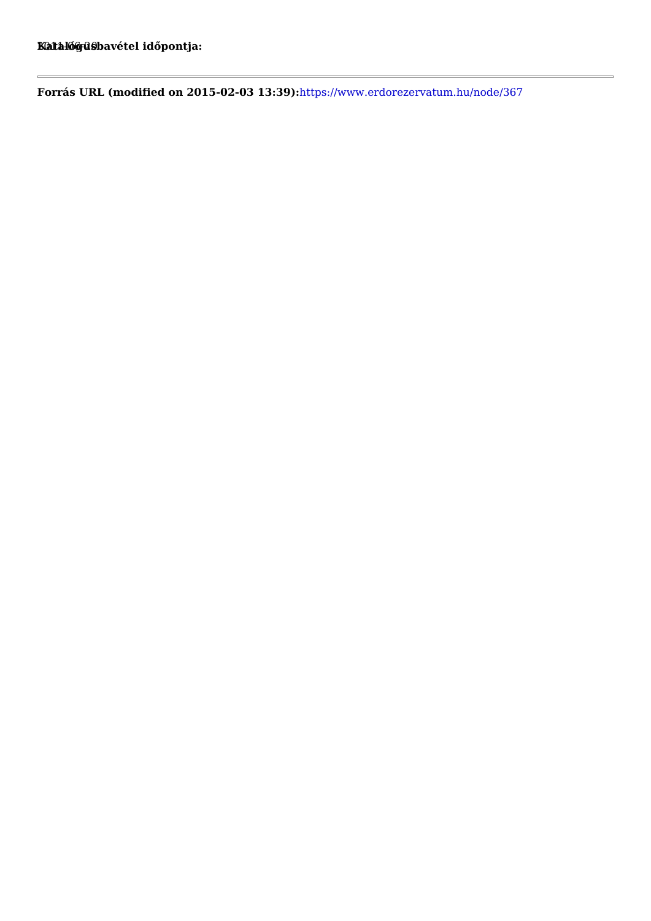**Katalógusba vétel időpontja:** 2011-06-29

---

**Forrás URL (modified on 2015-02-03 13:39):** https://www.erdorezervatum.hu/node/367